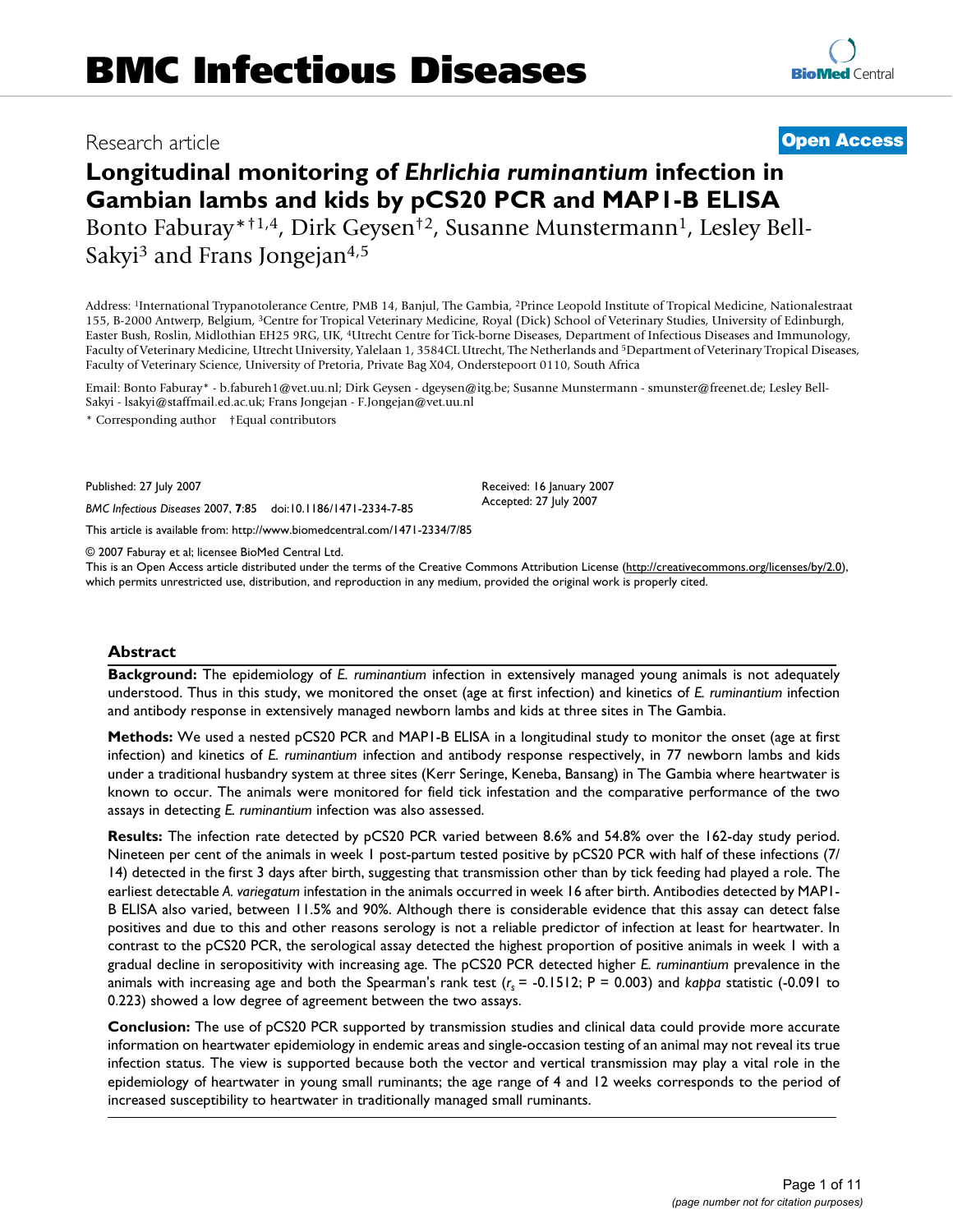# BMC Infectious Diseases

Research article **Open Access**

# Longitudinal monitoring of *Ehrlichia ruminantium* infection in Gambian lambs and kids by pCS20 PCR and MAP1-B ELISA

Bonto Faburay*†[1,4], Dirk Geysen†[2], Susanne Munstermann[1], Lesley Bell-Sakyi[3] and Frans Jongejan[4,5]

Address: [1]International Trypanotolerance Centre, PMB 14, Banjul, The Gambia, [2]Prince Leopold Institute of Tropical Medicine, Nationalestraat 155, B-2000 Antwerp, Belgium, [3]Centre for Tropical Veterinary Medicine, Royal (Dick) School of Veterinary Studies, University of Edinburgh, Easter Bush, Roslin, Midlothian EH25 9RG, UK, [4]Utrecht Centre for Tick-borne Diseases, Department of Infectious Diseases and Immunology, Faculty of Veterinary Medicine, Utrecht University, Yalelaan 1, 3584CL Utrecht, The Netherlands and [5]Department of Veterinary Tropical Diseases, Faculty of Veterinary Science, University of Pretoria, Private Bag X04, Onderstepoort 0110, South Africa

Email: Bonto Faburay* - b.fabureh1@vet.uu.nl; Dirk Geysen - dgeysen@itg.be; Susanne Munstermann - smunster@freenet.de; Lesley Bell-Sakyi - lsakyi@staffmail.ed.ac.uk; Frans Jongejan - F.Jongejan@vet.uu.nl

\* Corresponding author †Equal contributors

Published: 27 July 2007

*BMC Infectious Diseases* 2007, **7**:85 doi:10.1186/1471-2334-7-85

Received: 16 January 2007
Accepted: 27 July 2007

This article is available from: http://www.biomedcentral.com/1471-2334/7/85

© 2007 Faburay et al; licensee BioMed Central Ltd.
This is an Open Access article distributed under the terms of the Creative Commons Attribution License (http://creativecommons.org/licenses/by/2.0), which permits unrestricted use, distribution, and reproduction in any medium, provided the original work is properly cited.

## Abstract

**Background:** The epidemiology of *E. ruminantium* infection in extensively managed young animals is not adequately understood. Thus in this study, we monitored the onset (age at first infection) and kinetics of *E. ruminantium* infection and antibody response in extensively managed newborn lambs and kids at three sites in The Gambia.

**Methods:** We used a nested pCS20 PCR and MAP1-B ELISA in a longitudinal study to monitor the onset (age at first infection) and kinetics of *E. ruminantium* infection and antibody response respectively, in 77 newborn lambs and kids under a traditional husbandry system at three sites (Kerr Seringe, Keneba, Bansang) in The Gambia where heartwater is known to occur. The animals were monitored for field tick infestation and the comparative performance of the two assays in detecting *E. ruminantium* infection was also assessed.

**Results:** The infection rate detected by pCS20 PCR varied between 8.6% and 54.8% over the 162-day study period. Nineteen per cent of the animals in week 1 post-partum tested positive by pCS20 PCR with half of these infections (7/14) detected in the first 3 days after birth, suggesting that transmission other than by tick feeding had played a role. The earliest detectable *A. variegatum* infestation in the animals occurred in week 16 after birth. Antibodies detected by MAP1-B ELISA also varied, between 11.5% and 90%. Although there is considerable evidence that this assay can detect false positives and due to this and other reasons serology is not a reliable predictor of infection at least for heartwater. In contrast to the pCS20 PCR, the serological assay detected the highest proportion of positive animals in week 1 with a gradual decline in seropositivity with increasing age. The pCS20 PCR detected higher *E. ruminantium* prevalence in the animals with increasing age and both the Spearman's rank test ($r_s$ = -0.1512; P = 0.003) and *kappa* statistic (-0.091 to 0.223) showed a low degree of agreement between the two assays.

**Conclusion:** The use of pCS20 PCR supported by transmission studies and clinical data could provide more accurate information on heartwater epidemiology in endemic areas and single-occasion testing of an animal may not reveal its true infection status. The view is supported because both the vector and vertical transmission may play a vital role in the epidemiology of heartwater in young small ruminants; the age range of 4 and 12 weeks corresponds to the period of increased susceptibility to heartwater in traditionally managed small ruminants.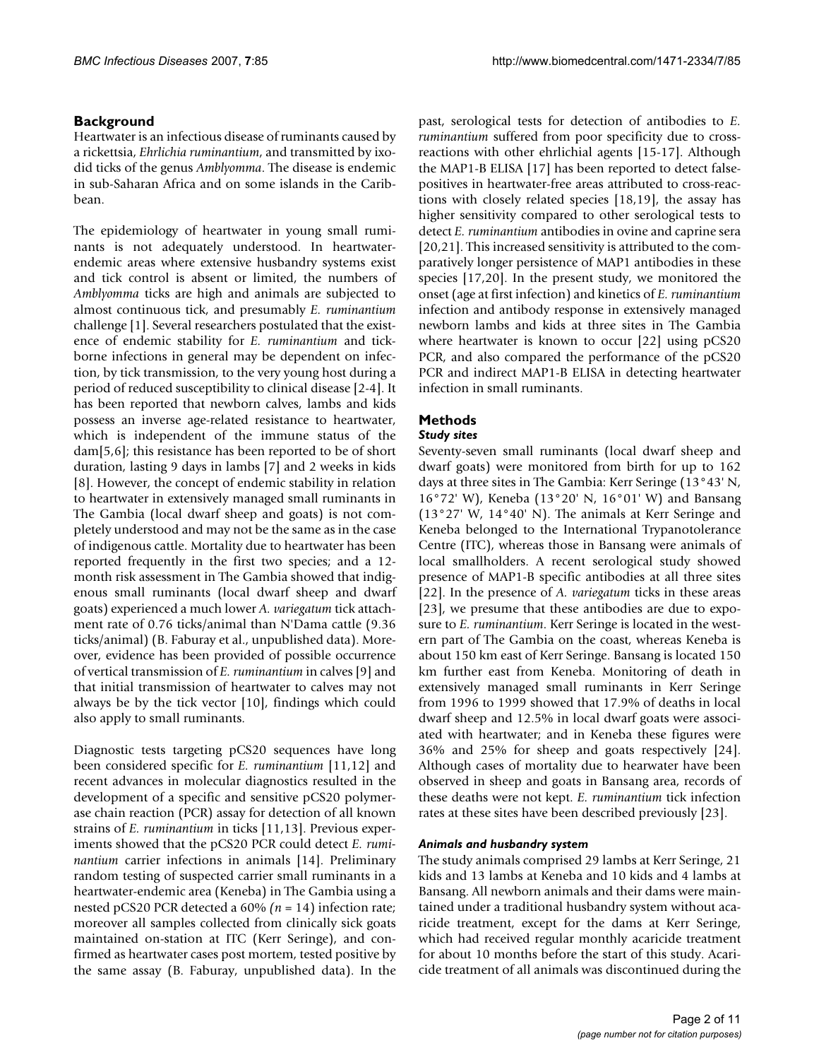## Background

Heartwater is an infectious disease of ruminants caused by a rickettsia, *Ehrlichia ruminantium*, and transmitted by ixodid ticks of the genus *Amblyomma*. The disease is endemic in sub-Saharan Africa and on some islands in the Caribbean.

The epidemiology of heartwater in young small ruminants is not adequately understood. In heartwater-endemic areas where extensive husbandry systems exist and tick control is absent or limited, the numbers of *Amblyomma* ticks are high and animals are subjected to almost continuous tick, and presumably *E. ruminantium* challenge [1]. Several researchers postulated that the existence of endemic stability for *E. ruminantium* and tick-borne infections in general may be dependent on infection, by tick transmission, to the very young host during a period of reduced susceptibility to clinical disease [2-4]. It has been reported that newborn calves, lambs and kids possess an inverse age-related resistance to heartwater, which is independent of the immune status of the dam[5,6]; this resistance has been reported to be of short duration, lasting 9 days in lambs [7] and 2 weeks in kids [8]. However, the concept of endemic stability in relation to heartwater in extensively managed small ruminants in The Gambia (local dwarf sheep and goats) is not completely understood and may not be the same as in the case of indigenous cattle. Mortality due to heartwater has been reported frequently in the first two species; and a 12-month risk assessment in The Gambia showed that indigenous small ruminants (local dwarf sheep and dwarf goats) experienced a much lower *A. variegatum* tick attachment rate of 0.76 ticks/animal than N'Dama cattle (9.36 ticks/animal) (B. Faburay et al., unpublished data). Moreover, evidence has been provided of possible occurrence of vertical transmission of *E. ruminantium* in calves [9] and that initial transmission of heartwater to calves may not always be by the tick vector [10], findings which could also apply to small ruminants.

Diagnostic tests targeting pCS20 sequences have long been considered specific for *E. ruminantium* [11,12] and recent advances in molecular diagnostics resulted in the development of a specific and sensitive pCS20 polymerase chain reaction (PCR) assay for detection of all known strains of *E. ruminantium* in ticks [11,13]. Previous experiments showed that the pCS20 PCR could detect *E. ruminantium* carrier infections in animals [14]. Preliminary random testing of suspected carrier small ruminants in a heartwater-endemic area (Keneba) in The Gambia using a nested pCS20 PCR detected a 60% (*n* = 14) infection rate; moreover all samples collected from clinically sick goats maintained on-station at ITC (Kerr Seringe), and confirmed as heartwater cases post mortem, tested positive by the same assay (B. Faburay, unpublished data). In the past, serological tests for detection of antibodies to *E. ruminantium* suffered from poor specificity due to cross-reactions with other ehrlichial agents [15-17]. Although the MAP1-B ELISA [17] has been reported to detect false-positives in heartwater-free areas attributed to cross-reactions with closely related species [18,19], the assay has higher sensitivity compared to other serological tests to detect *E. ruminantium* antibodies in ovine and caprine sera [20,21]. This increased sensitivity is attributed to the comparatively longer persistence of MAP1 antibodies in these species [17,20]. In the present study, we monitored the onset (age at first infection) and kinetics of *E. ruminantium* infection and antibody response in extensively managed newborn lambs and kids at three sites in The Gambia where heartwater is known to occur [22] using pCS20 PCR, and also compared the performance of the pCS20 PCR and indirect MAP1-B ELISA in detecting heartwater infection in small ruminants.

## Methods

### *Study sites*

Seventy-seven small ruminants (local dwarf sheep and dwarf goats) were monitored from birth for up to 162 days at three sites in The Gambia: Kerr Seringe (13°43' N, 16°72' W), Keneba (13°20' N, 16°01' W) and Bansang (13°27' W, 14°40' N). The animals at Kerr Seringe and Keneba belonged to the International Trypanotolerance Centre (ITC), whereas those in Bansang were animals of local smallholders. A recent serological study showed presence of MAP1-B specific antibodies at all three sites [22]. In the presence of *A. variegatum* ticks in these areas [23], we presume that these antibodies are due to exposure to *E. ruminantium*. Kerr Seringe is located in the western part of The Gambia on the coast, whereas Keneba is about 150 km east of Kerr Seringe. Bansang is located 150 km further east from Keneba. Monitoring of death in extensively managed small ruminants in Kerr Seringe from 1996 to 1999 showed that 17.9% of deaths in local dwarf sheep and 12.5% in local dwarf goats were associated with heartwater; and in Keneba these figures were 36% and 25% for sheep and goats respectively [24]. Although cases of mortality due to hearwater have been observed in sheep and goats in Bansang area, records of these deaths were not kept. *E. ruminantium* tick infection rates at these sites have been described previously [23].

### *Animals and husbandry system*

The study animals comprised 29 lambs at Kerr Seringe, 21 kids and 13 lambs at Keneba and 10 kids and 4 lambs at Bansang. All newborn animals and their dams were maintained under a traditional husbandry system without acaricide treatment, except for the dams at Kerr Seringe, which had received regular monthly acaricide treatment for about 10 months before the start of this study. Acaricide treatment of all animals was discontinued during the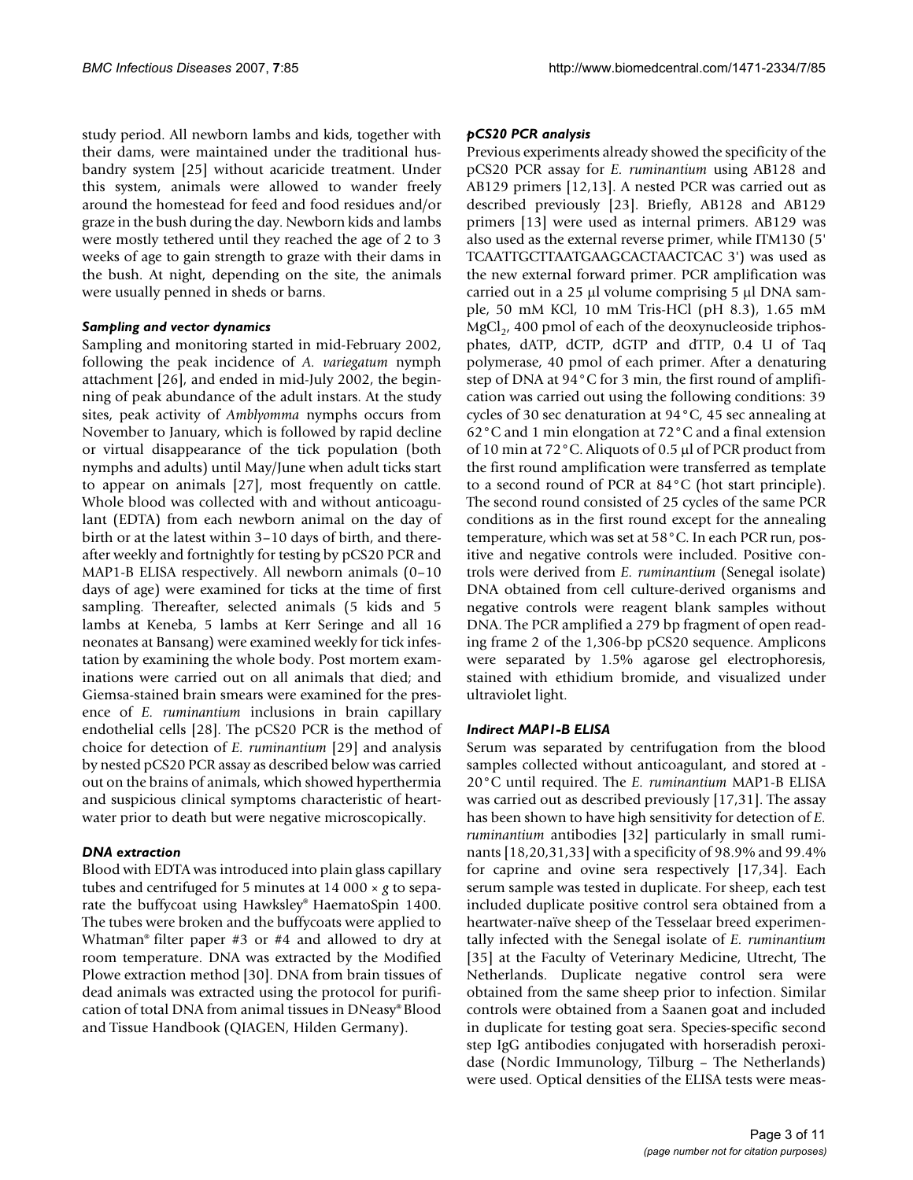study period. All newborn lambs and kids, together with their dams, were maintained under the traditional husbandry system [25] without acaricide treatment. Under this system, animals were allowed to wander freely around the homestead for feed and food residues and/or graze in the bush during the day. Newborn kids and lambs were mostly tethered until they reached the age of 2 to 3 weeks of age to gain strength to graze with their dams in the bush. At night, depending on the site, the animals were usually penned in sheds or barns.

### *Sampling and vector dynamics*

Sampling and monitoring started in mid-February 2002, following the peak incidence of *A. variegatum* nymph attachment [26], and ended in mid-July 2002, the beginning of peak abundance of the adult instars. At the study sites, peak activity of *Amblyomma* nymphs occurs from November to January, which is followed by rapid decline or virtual disappearance of the tick population (both nymphs and adults) until May/June when adult ticks start to appear on animals [27], most frequently on cattle. Whole blood was collected with and without anticoagulant (EDTA) from each newborn animal on the day of birth or at the latest within 3–10 days of birth, and thereafter weekly and fortnightly for testing by pCS20 PCR and MAP1-B ELISA respectively. All newborn animals (0–10 days of age) were examined for ticks at the time of first sampling. Thereafter, selected animals (5 kids and 5 lambs at Keneba, 5 lambs at Kerr Seringe and all 16 neonates at Bansang) were examined weekly for tick infestation by examining the whole body. Post mortem examinations were carried out on all animals that died; and Giemsa-stained brain smears were examined for the presence of *E. ruminantium* inclusions in brain capillary endothelial cells [28]. The pCS20 PCR is the method of choice for detection of *E. ruminantium* [29] and analysis by nested pCS20 PCR assay as described below was carried out on the brains of animals, which showed hyperthermia and suspicious clinical symptoms characteristic of heartwater prior to death but were negative microscopically.

### *DNA extraction*

Blood with EDTA was introduced into plain glass capillary tubes and centrifuged for 5 minutes at 14 000 × *g* to separate the buffycoat using Hawksley® HaematoSpin 1400. The tubes were broken and the buffycoats were applied to Whatman® filter paper #3 or #4 and allowed to dry at room temperature. DNA was extracted by the Modified Plowe extraction method [30]. DNA from brain tissues of dead animals was extracted using the protocol for purification of total DNA from animal tissues in DNeasy® Blood and Tissue Handbook (QIAGEN, Hilden Germany).

### *pCS20 PCR analysis*

Previous experiments already showed the specificity of the pCS20 PCR assay for *E. ruminantium* using AB128 and AB129 primers [12,13]. A nested PCR was carried out as described previously [23]. Briefly, AB128 and AB129 primers [13] were used as internal primers. AB129 was also used as the external reverse primer, while ITM130 (5' TCAATTGCTTAATGAAGCACTAACTCAC 3') was used as the new external forward primer. PCR amplification was carried out in a 25 μl volume comprising 5 μl DNA sample, 50 mM KCl, 10 mM Tris-HCl (pH 8.3), 1.65 mM $MgCl_2$, 400 pmol of each of the deoxynucleoside triphosphates, dATP, dCTP, dGTP and dTTP, 0.4 U of Taq polymerase, 40 pmol of each primer. After a denaturing step of DNA at 94°C for 3 min, the first round of amplification was carried out using the following conditions: 39 cycles of 30 sec denaturation at 94°C, 45 sec annealing at 62°C and 1 min elongation at 72°C and a final extension of 10 min at 72°C. Aliquots of 0.5 μl of PCR product from the first round amplification were transferred as template to a second round of PCR at 84°C (hot start principle). The second round consisted of 25 cycles of the same PCR conditions as in the first round except for the annealing temperature, which was set at 58°C. In each PCR run, positive and negative controls were included. Positive controls were derived from *E. ruminantium* (Senegal isolate) DNA obtained from cell culture-derived organisms and negative controls were reagent blank samples without DNA. The PCR amplified a 279 bp fragment of open reading frame 2 of the 1,306-bp pCS20 sequence. Amplicons were separated by 1.5% agarose gel electrophoresis, stained with ethidium bromide, and visualized under ultraviolet light.

### *Indirect MAP1-B ELISA*

Serum was separated by centrifugation from the blood samples collected without anticoagulant, and stored at -20°C until required. The *E. ruminantium* MAP1-B ELISA was carried out as described previously [17,31]. The assay has been shown to have high sensitivity for detection of *E. ruminantium* antibodies [32] particularly in small ruminants [18,20,31,33] with a specificity of 98.9% and 99.4% for caprine and ovine sera respectively [17,34]. Each serum sample was tested in duplicate. For sheep, each test included duplicate positive control sera obtained from a heartwater-naïve sheep of the Tesselaar breed experimentally infected with the Senegal isolate of *E. ruminantium* [35] at the Faculty of Veterinary Medicine, Utrecht, The Netherlands. Duplicate negative control sera were obtained from the same sheep prior to infection. Similar controls were obtained from a Saanen goat and included in duplicate for testing goat sera. Species-specific second step IgG antibodies conjugated with horseradish peroxidase (Nordic Immunology, Tilburg – The Netherlands) were used. Optical densities of the ELISA tests were meas-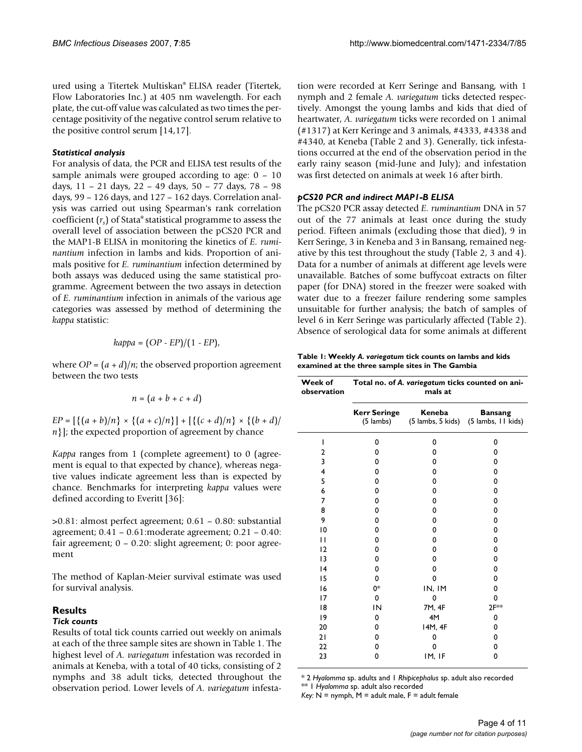ured using a Titertek Multiskan® ELISA reader (Titertek, Flow Laboratories Inc.) at 405 nm wavelength. For each plate, the cut-off value was calculated as two times the percentage positivity of the negative control serum relative to the positive control serum [14,17].

#### *Statistical analysis*

For analysis of data, the PCR and ELISA test results of the sample animals were grouped according to age: 0 – 10 days, 11 – 21 days, 22 – 49 days, 50 – 77 days, 78 – 98 days, 99 – 126 days, and 127 – 162 days. Correlation analysis was carried out using Spearman's rank correlation coefficient ($r_s$) of Stata® statistical programme to assess the overall level of association between the pCS20 PCR and the MAP1-B ELISA in monitoring the kinetics of *E. ruminantium* infection in lambs and kids. Proportion of animals positive for *E. ruminantium* infection determined by both assays was deduced using the same statistical programme. Agreement between the two assays in detection of *E. ruminantium* infection in animals of the various age categories was assessed by method of determining the *kappa* statistic:

$$kappa = (OP - EP)/(1 - EP),$$

where $OP = (a + d)/n$; the observed proportion agreement between the two tests

$$n = (a + b + c + d)$$

$EP = [\{(a + b)/n\} \times \{(a + c)/n\}] + [\{(c + d)/n\} \times \{(b + d)/n\}]$; the expected proportion of agreement by chance

*Kappa* ranges from 1 (complete agreement) to 0 (agreement is equal to that expected by chance), whereas negative values indicate agreement less than is expected by chance. Benchmarks for interpreting *kappa* values were defined according to Everitt [36]:

>0.81: almost perfect agreement; 0.61 – 0.80: substantial agreement; 0.41 – 0.61:moderate agreement; 0.21 – 0.40: fair agreement; 0 – 0.20: slight agreement; 0: poor agreement

The method of Kaplan-Meier survival estimate was used for survival analysis.

## Results

#### *Tick counts*

Results of total tick counts carried out weekly on animals at each of the three sample sites are shown in Table 1. The highest level of *A. variegatum* infestation was recorded in animals at Keneba, with a total of 40 ticks, consisting of 2 nymphs and 38 adult ticks, detected throughout the observation period. Lower levels of *A. variegatum* infestation were recorded at Kerr Seringe and Bansang, with 1 nymph and 2 female *A. variegatum* ticks detected respectively. Amongst the young lambs and kids that died of heartwater, *A. variegatum* ticks were recorded on 1 animal (#1317) at Kerr Keringe and 3 animals, #4333, #4338 and #4340, at Keneba (Table 2 and 3). Generally, tick infestations occurred at the end of the observation period in the early rainy season (mid-June and July); and infestation was first detected on animals at week 16 after birth.

#### *pCS20 PCR and indirect MAP1-B ELISA*

The pCS20 PCR assay detected *E. ruminantium* DNA in 57 out of the 77 animals at least once during the study period. Fifteen animals (excluding those that died), 9 in Kerr Seringe, 3 in Keneba and 3 in Bansang, remained negative by this test throughout the study (Table 2, 3 and 4). Data for a number of animals at different age levels were unavailable. Batches of some buffycoat extracts on filter paper (for DNA) stored in the freezer were soaked with water due to a freezer failure rendering some samples unsuitable for further analysis; the batch of samples of level 6 in Kerr Seringe was particularly affected (Table 2). Absence of serological data for some animals at different

**Table 1: Weekly *A. variegatum* tick counts on lambs and kids examined at the three sample sites in The Gambia**

| Week of observation | Total no. of *A. variegatum* ticks counted on animals at | | |
|---|---|---|---|
| | **Kerr Seringe** (5 lambs) | **Keneba** (5 lambs, 5 kids) | **Bansang** (5 lambs, 11 kids) |
| 1 | 0 | 0 | 0 |
| 2 | 0 | 0 | 0 |
| 3 | 0 | 0 | 0 |
| 4 | 0 | 0 | 0 |
| 5 | 0 | 0 | 0 |
| 6 | 0 | 0 | 0 |
| 7 | 0 | 0 | 0 |
| 8 | 0 | 0 | 0 |
| 9 | 0 | 0 | 0 |
| 10 | 0 | 0 | 0 |
| 11 | 0 | 0 | 0 |
| 12 | 0 | 0 | 0 |
| 13 | 0 | 0 | 0 |
| 14 | 0 | 0 | 0 |
| 15 | 0 | 0 | 0 |
| 16 | 0* | 1N, 1M | 0 |
| 17 | 0 | 0 | 0 |
| 18 | 1N | 7M, 4F | 2F** |
| 19 | 0 | 4M | 0 |
| 20 | 0 | 14M, 4F | 0 |
| 21 | 0 | 0 | 0 |
| 22 | 0 | 0 | 0 |
| 23 | 0 | 1M, 1F | 0 |

\* 2 *Hyalomma* sp. adults and 1 *Rhipicephalus* sp. adult also recorded
** 1 *Hyalomma* sp. adult also recorded
*Key:* N = nymph, M = adult male, F = adult female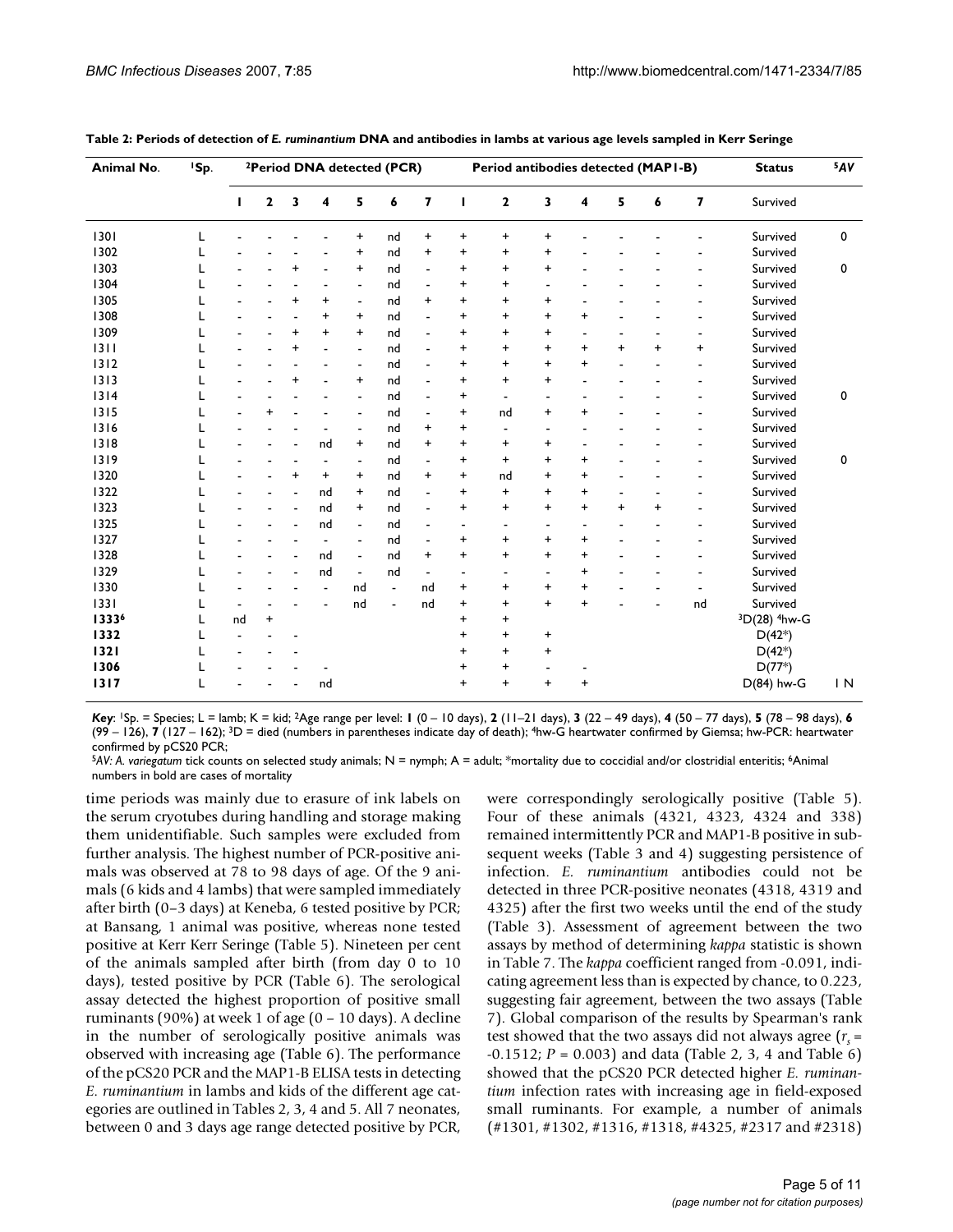**Table 2: Periods of detection of *E. ruminantium* DNA and antibodies in lambs at various age levels sampled in Kerr Seringe**

| Animal No. | [1]Sp. | [2]Period DNA detected (PCR) | | | | | | | Period antibodies detected (MAP1-B) | | | | | | | Status | [5]AV |
|---|---|---|---|---|---|---|---|---|---|---|---|---|---|---|---|---|---|
| | | 1 | 2 | 3 | 4 | 5 | 6 | 7 | 1 | 2 | 3 | 4 | 5 | 6 | 7 | Survived | |
| 1301 | L | - | - | - | - | + | nd | + | + | + | + | - | - | - | - | Survived | 0 |
| 1302 | L | - | - | - | - | + | nd | + | + | + | + | - | - | - | - | Survived | |
| 1303 | L | - | - | + | - | + | nd | - | + | + | + | - | - | - | - | Survived | 0 |
| 1304 | L | - | - | - | - | - | nd | - | + | + | - | - | - | - | - | Survived | |
| 1305 | L | - | - | + | + | - | nd | + | + | + | + | - | - | - | - | Survived | |
| 1308 | L | - | - | - | + | + | nd | - | + | + | + | + | - | - | - | Survived | |
| 1309 | L | - | - | + | + | + | nd | - | + | + | + | - | - | - | - | Survived | |
| 1311 | L | - | - | + | - | - | nd | - | + | + | + | + | + | + | + | Survived | |
| 1312 | L | - | - | - | - | - | nd | - | + | + | + | + | - | - | - | Survived | |
| 1313 | L | - | - | + | - | + | nd | - | + | + | + | - | - | - | - | Survived | |
| 1314 | L | - | - | - | - | - | nd | - | + | - | - | - | - | - | - | Survived | 0 |
| 1315 | L | - | + | - | - | - | nd | - | + | nd | + | + | - | - | - | Survived | |
| 1316 | L | - | - | - | - | - | nd | + | + | - | - | - | - | - | - | Survived | |
| 1318 | L | - | - | - | nd | + | nd | + | + | + | + | - | - | - | - | Survived | |
| 1319 | L | - | - | - | - | - | nd | - | + | + | + | + | - | - | - | Survived | 0 |
| 1320 | L | - | - | + | + | + | nd | + | + | nd | + | + | - | - | - | Survived | |
| 1322 | L | - | - | - | nd | + | nd | - | + | + | + | + | - | - | - | Survived | |
| 1323 | L | - | - | - | nd | + | nd | - | + | + | + | + | + | + | - | Survived | |
| 1325 | L | - | - | - | nd | - | nd | - | - | - | - | - | - | - | - | Survived | |
| 1327 | L | - | - | - | - | - | nd | - | + | + | + | + | - | - | - | Survived | |
| 1328 | L | - | - | - | nd | - | nd | + | + | + | + | + | - | - | - | Survived | |
| 1329 | L | - | - | - | nd | - | nd | - | - | - | - | + | - | - | - | Survived | |
| 1330 | L | - | - | - | - | nd | - | nd | + | + | + | + | - | - | - | Survived | |
| 1331 | L | - | - | - | - | nd | - | nd | + | + | + | + | - | - | nd | Survived | |
| **1333[6]** | L | nd | + | | | | | | + | + | | | | | | [3]D(28) [4]hw-G | |
| **1332** | L | - | - | - | | | | | + | + | + | | | | | D(42*) | |
| **1321** | L | - | - | - | | | | | + | + | + | | | | | D(42*) | |
| **1306** | L | - | - | - | - | | | | + | + | - | - | | | | D(77*) | |
| **1317** | L | - | - | - | nd | | | | + | + | + | + | | | | D(84) hw-G | 1 N |

*Key*: [1]Sp. = Species; L = lamb; K = kid; [2]Age range per level: **1** (0 – 10 days), **2** (11–21 days), **3** (22 – 49 days), **4** (50 – 77 days), **5** (78 – 98 days), **6** (99 – 126), **7** (127 – 162); [3]D = died (numbers in parentheses indicate day of death); [4]hw-G heartwater confirmed by Giemsa; hw-PCR: heartwater confirmed by pCS20 PCR;
[5]*AV: A. variegatum* tick counts on selected study animals; N = nymph; A = adult; *mortality due to coccidial and/or clostridial enteritis; [6]Animal numbers in bold are cases of mortality

time periods was mainly due to erasure of ink labels on the serum cryotubes during handling and storage making them unidentifiable. Such samples were excluded from further analysis. The highest number of PCR-positive animals was observed at 78 to 98 days of age. Of the 9 animals (6 kids and 4 lambs) that were sampled immediately after birth (0–3 days) at Keneba, 6 tested positive by PCR; at Bansang, 1 animal was positive, whereas none tested positive at Kerr Kerr Seringe (Table 5). Nineteen per cent of the animals sampled after birth (from day 0 to 10 days), tested positive by PCR (Table 6). The serological assay detected the highest proportion of positive small ruminants (90%) at week 1 of age (0 – 10 days). A decline in the number of serologically positive animals was observed with increasing age (Table 6). The performance of the pCS20 PCR and the MAP1-B ELISA tests in detecting *E. ruminantium* in lambs and kids of the different age categories are outlined in Tables 2, 3, 4 and 5. All 7 neonates, between 0 and 3 days age range detected positive by PCR, were correspondingly serologically positive (Table 5). Four of these animals (4321, 4323, 4324 and 338) remained intermittently PCR and MAP1-B positive in subsequent weeks (Table 3 and 4) suggesting persistence of infection. *E. ruminantium* antibodies could not be detected in three PCR-positive neonates (4318, 4319 and 4325) after the first two weeks until the end of the study (Table 3). Assessment of agreement between the two assays by method of determining *kappa* statistic is shown in Table 7. The *kappa* coefficient ranged from -0.091, indicating agreement less than is expected by chance, to 0.223, suggesting fair agreement, between the two assays (Table 7). Global comparison of the results by Spearman's rank test showed that the two assays did not always agree ($r_s$ = -0.1512; $P$ = 0.003) and data (Table 2, 3, 4 and Table 6) showed that the pCS20 PCR detected higher *E. ruminantium* infection rates with increasing age in field-exposed small ruminants. For example, a number of animals (#1301, #1302, #1316, #1318, #4325, #2317 and #2318)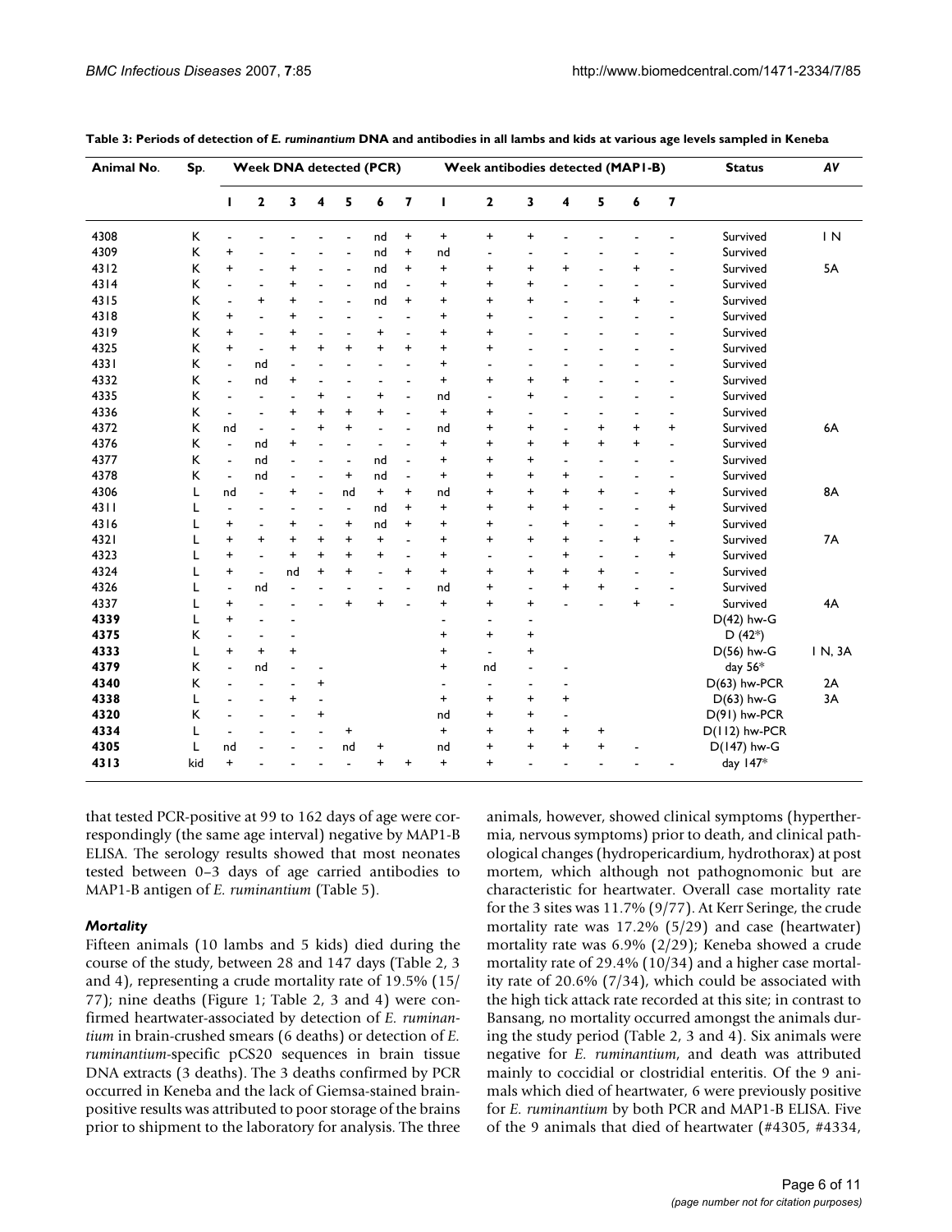**Table 3: Periods of detection of *E. ruminantium* DNA and antibodies in all lambs and kids at various age levels sampled in Keneba**

| Animal No. | Sp. | Week DNA detected (PCR) | | | | | | | Week antibodies detected (MAP1-B) | | | | | | | Status | AV |
|---|---|---|---|---|---|---|---|---|---|---|---|---|---|---|---|---|---|
| | | 1 | 2 | 3 | 4 | 5 | 6 | 7 | 1 | 2 | 3 | 4 | 5 | 6 | 7 | | |
| 4308 | K | - | - | - | - | - | nd | + | + | + | + | - | - | - | - | Survived | 1 N |
| 4309 | K | + | - | - | - | - | nd | + | nd | - | - | - | - | - | - | Survived | |
| 4312 | K | + | - | + | - | - | nd | + | + | + | + | + | - | + | - | Survived | 5A |
| 4314 | K | - | - | + | - | - | nd | - | + | + | + | - | - | - | - | Survived | |
| 4315 | K | - | + | + | - | - | nd | + | + | + | + | - | - | + | - | Survived | |
| 4318 | K | + | - | + | - | - | - | - | + | + | - | - | - | - | - | Survived | |
| 4319 | K | + | - | + | - | - | + | - | + | + | - | - | - | - | - | Survived | |
| 4325 | K | + | - | + | + | + | + | + | + | + | - | - | - | - | - | Survived | |
| 4331 | K | - | nd | - | - | - | - | - | + | - | - | - | - | - | - | Survived | |
| 4332 | K | - | nd | + | - | - | - | - | + | + | + | + | - | - | - | Survived | |
| 4335 | K | - | - | - | + | - | + | - | nd | - | + | - | - | - | - | Survived | |
| 4336 | K | - | - | + | + | + | + | - | + | + | - | - | - | - | - | Survived | |
| 4372 | K | nd | - | - | + | + | - | - | nd | + | + | - | + | + | + | Survived | 6A |
| 4376 | K | - | nd | + | - | - | - | - | + | + | + | + | + | + | - | Survived | |
| 4377 | K | - | nd | - | - | - | nd | - | + | + | + | - | - | - | - | Survived | |
| 4378 | K | - | nd | - | - | + | nd | - | + | + | + | + | - | - | - | Survived | |
| 4306 | L | nd | - | + | - | nd | + | + | nd | + | + | + | + | - | + | Survived | 8A |
| 4311 | L | - | - | - | - | - | nd | + | + | + | + | + | - | - | + | Survived | |
| 4316 | L | + | - | + | - | + | nd | + | + | + | - | + | - | - | + | Survived | |
| 4321 | L | + | + | + | + | + | + | - | + | + | + | + | - | + | - | Survived | 7A |
| 4323 | L | + | - | + | + | + | + | - | + | - | - | + | - | - | + | Survived | |
| 4324 | L | + | - | nd | + | + | - | + | + | + | + | + | + | - | - | Survived | |
| 4326 | L | - | nd | - | - | - | - | - | nd | + | - | + | + | - | - | Survived | |
| 4337 | L | + | - | - | - | + | + | - | + | + | + | - | - | + | - | Survived | 4A |
| **4339** | L | + | - | - | | | | | - | - | - | | | | | D(42) hw-G | |
| **4375** | K | - | - | - | | | | | + | + | + | | | | | D (42*) | |
| **4333** | L | + | + | + | | | | | + | - | + | | | | | D(56) hw-G | 1 N, 3A |
| **4379** | K | - | nd | - | - | | | | + | nd | - | - | | | | day 56* | |
| **4340** | K | - | - | - | + | | | | - | - | - | - | | | | D(63) hw-PCR | 2A |
| **4338** | L | - | - | + | - | | | | + | + | + | + | | | | D(63) hw-G | 3A |
| **4320** | K | - | - | - | + | | | | nd | + | + | - | | | | D(91) hw-PCR | |
| **4334** | L | - | - | - | - | + | | | + | + | + | + | + | | | D(112) hw-PCR | |
| **4305** | L | nd | - | - | - | nd | + | | nd | + | + | + | + | - | | D(147) hw-G | |
| **4313** | kid | + | - | - | - | - | + | + | + | + | - | - | - | - | - | day 147* | |

that tested PCR-positive at 99 to 162 days of age were correspondingly (the same age interval) negative by MAP1-B ELISA. The serology results showed that most neonates tested between 0–3 days of age carried antibodies to MAP1-B antigen of *E. ruminantium* (Table 5).

### *Mortality*

Fifteen animals (10 lambs and 5 kids) died during the course of the study, between 28 and 147 days (Table 2, 3 and 4), representing a crude mortality rate of 19.5% (15/77); nine deaths (Figure 1; Table 2, 3 and 4) were confirmed heartwater-associated by detection of *E. ruminantium* in brain-crushed smears (6 deaths) or detection of *E. ruminantium*-specific pCS20 sequences in brain tissue DNA extracts (3 deaths). The 3 deaths confirmed by PCR occurred in Keneba and the lack of Giemsa-stained brain-positive results was attributed to poor storage of the brains prior to shipment to the laboratory for analysis. The three animals, however, showed clinical symptoms (hyperthermia, nervous symptoms) prior to death, and clinical pathological changes (hydropericardium, hydrothorax) at post mortem, which although not pathognomonic but are characteristic for heartwater. Overall case mortality rate for the 3 sites was 11.7% (9/77). At Kerr Seringe, the crude mortality rate was 17.2% (5/29) and case (heartwater) mortality rate was 6.9% (2/29); Keneba showed a crude mortality rate of 29.4% (10/34) and a higher case mortality rate of 20.6% (7/34), which could be associated with the high tick attack rate recorded at this site; in contrast to Bansang, no mortality occurred amongst the animals during the study period (Table 2, 3 and 4). Six animals were negative for *E. ruminantium*, and death was attributed mainly to coccidial or clostridial enteritis. Of the 9 animals which died of heartwater, 6 were previously positive for *E. ruminantium* by both PCR and MAP1-B ELISA. Five of the 9 animals that died of heartwater (#4305, #4334,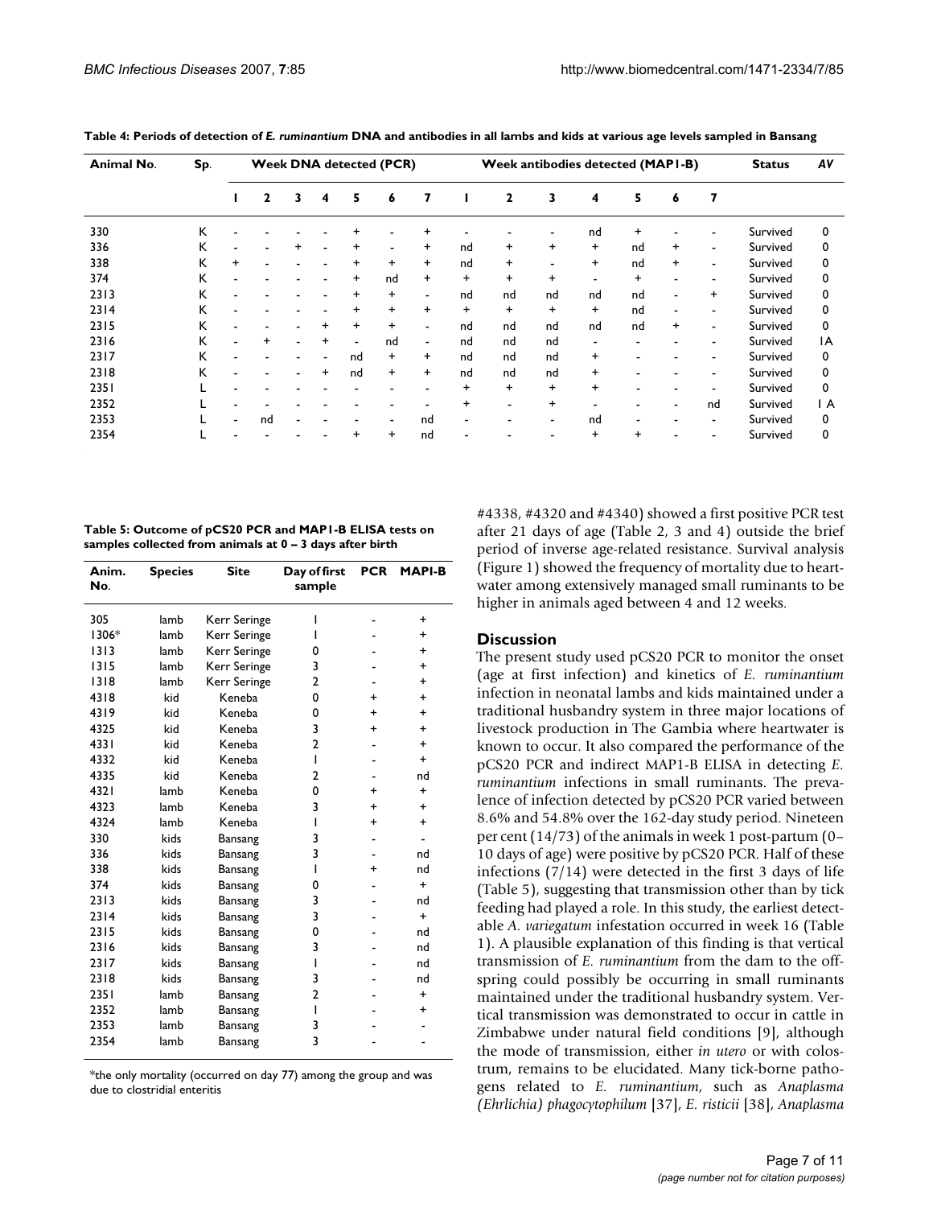**Table 4: Periods of detection of *E. ruminantium* DNA and antibodies in all lambs and kids at various age levels sampled in Bansang**

| Animal No. | Sp. | Week DNA detected (PCR) | | | | | | | Week antibodies detected (MAP1-B) | | | | | | | Status | AV |
|---|---|---|---|---|---|---|---|---|---|---|---|---|---|---|---|---|---|
| | | 1 | 2 | 3 | 4 | 5 | 6 | 7 | 1 | 2 | 3 | 4 | 5 | 6 | 7 | | |
| 330 | K | - | - | - | - | + | - | + | - | - | - | nd | + | - | - | Survived | 0 |
| 336 | K | - | - | + | - | + | - | + | nd | + | + | + | nd | + | - | Survived | 0 |
| 338 | K | + | - | - | - | + | + | + | nd | + | - | + | nd | + | - | Survived | 0 |
| 374 | K | - | - | - | - | + | nd | + | + | + | + | - | + | - | - | Survived | 0 |
| 2313 | K | - | - | - | - | + | + | - | nd | nd | nd | nd | nd | - | + | Survived | 0 |
| 2314 | K | - | - | - | - | + | + | + | + | + | + | + | nd | - | - | Survived | 0 |
| 2315 | K | - | - | - | + | + | + | - | nd | nd | nd | nd | nd | + | - | Survived | 0 |
| 2316 | K | - | + | - | + | - | nd | - | nd | nd | nd | - | - | - | - | Survived | IA |
| 2317 | K | - | - | - | - | nd | + | + | nd | nd | nd | + | - | - | - | Survived | 0 |
| 2318 | K | - | - | - | + | nd | + | + | nd | nd | nd | + | - | - | - | Survived | 0 |
| 2351 | L | - | - | - | - | - | - | - | + | + | + | + | - | - | - | Survived | 0 |
| 2352 | L | - | - | - | - | - | - | - | + | - | + | - | - | - | nd | Survived | 1 A |
| 2353 | L | - | nd | - | - | - | - | nd | - | - | - | nd | - | - | - | Survived | 0 |
| 2354 | L | - | - | - | - | + | + | nd | - | - | - | + | + | - | - | Survived | 0 |

**Table 5: Outcome of pCS20 PCR and MAP1-B ELISA tests on samples collected from animals at 0 – 3 days after birth**

| Anim. No. | Species | Site | Day of first sample | PCR | MAPI-B |
|---|---|---|---|---|---|
| 305 | lamb | Kerr Seringe | 1 | - | + |
| 1306* | lamb | Kerr Seringe | 1 | - | + |
| 1313 | lamb | Kerr Seringe | 0 | - | + |
| 1315 | lamb | Kerr Seringe | 3 | - | + |
| 1318 | lamb | Kerr Seringe | 2 | - | + |
| 4318 | kid | Keneba | 0 | + | + |
| 4319 | kid | Keneba | 0 | + | + |
| 4325 | kid | Keneba | 3 | + | + |
| 4331 | kid | Keneba | 2 | - | + |
| 4332 | kid | Keneba | 1 | - | + |
| 4335 | kid | Keneba | 2 | - | nd |
| 4321 | lamb | Keneba | 0 | + | + |
| 4323 | lamb | Keneba | 3 | + | + |
| 4324 | lamb | Keneba | 1 | + | + |
| 330 | kids | Bansang | 3 | - | - |
| 336 | kids | Bansang | 3 | - | nd |
| 338 | kids | Bansang | 1 | + | nd |
| 374 | kids | Bansang | 0 | - | + |
| 2313 | kids | Bansang | 3 | - | nd |
| 2314 | kids | Bansang | 3 | - | + |
| 2315 | kids | Bansang | 0 | - | nd |
| 2316 | kids | Bansang | 3 | - | nd |
| 2317 | kids | Bansang | 1 | - | nd |
| 2318 | kids | Bansang | 3 | - | nd |
| 2351 | lamb | Bansang | 2 | - | + |
| 2352 | lamb | Bansang | 1 | - | + |
| 2353 | lamb | Bansang | 3 | - | - |
| 2354 | lamb | Bansang | 3 | - | - |

*the only mortality (occurred on day 77) among the group and was due to clostridial enteritis

#4338, #4320 and #4340) showed a first positive PCR test after 21 days of age (Table 2, 3 and 4) outside the brief period of inverse age-related resistance. Survival analysis (Figure 1) showed the frequency of mortality due to heartwater among extensively managed small ruminants to be higher in animals aged between 4 and 12 weeks.

## Discussion

The present study used pCS20 PCR to monitor the onset (age at first infection) and kinetics of *E. ruminantium* infection in neonatal lambs and kids maintained under a traditional husbandry system in three major locations of livestock production in The Gambia where heartwater is known to occur. It also compared the performance of the pCS20 PCR and indirect MAP1-B ELISA in detecting *E. ruminantium* infections in small ruminants. The prevalence of infection detected by pCS20 PCR varied between 8.6% and 54.8% over the 162-day study period. Nineteen per cent (14/73) of the animals in week 1 post-partum (0–10 days of age) were positive by pCS20 PCR. Half of these infections (7/14) were detected in the first 3 days of life (Table 5), suggesting that transmission other than by tick feeding had played a role. In this study, the earliest detectable *A. variegatum* infestation occurred in week 16 (Table 1). A plausible explanation of this finding is that vertical transmission of *E. ruminantium* from the dam to the offspring could possibly be occurring in small ruminants maintained under the traditional husbandry system. Vertical transmission was demonstrated to occur in cattle in Zimbabwe under natural field conditions [9], although the mode of transmission, either *in utero* or with colostrum, remains to be elucidated. Many tick-borne pathogens related to *E. ruminantium*, such as *Anaplasma (Ehrlichia) phagocytophilum* [37], *E. risticii* [38], *Anaplasma*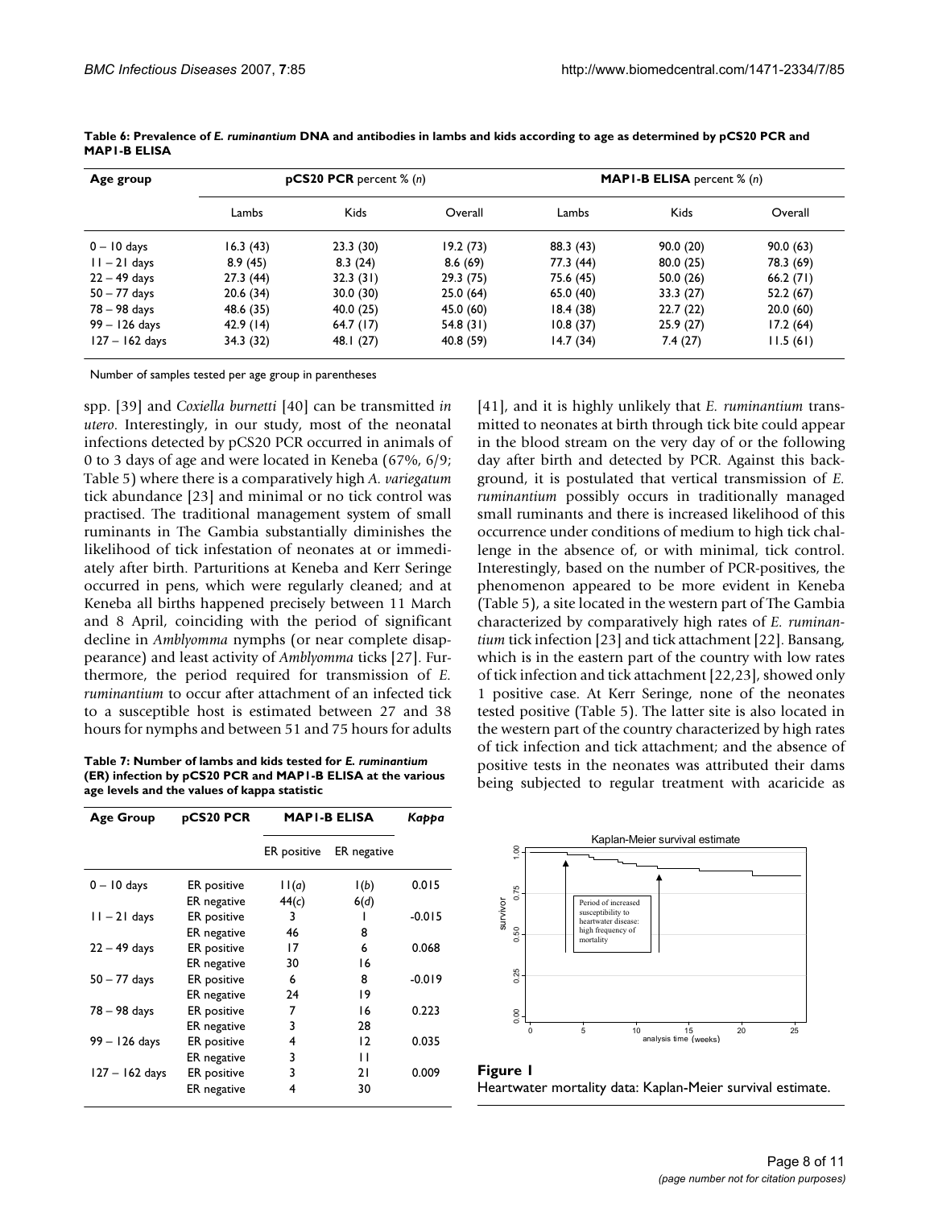**Table 6: Prevalence of *E. ruminantium* DNA and antibodies in lambs and kids according to age as determined by pCS20 PCR and MAP1-B ELISA**

| Age group | **pCS20 PCR** percent % (*n*) | | | **MAP1-B ELISA** percent % (*n*) | | |
|---|---|---|---|---|---|---|
| | Lambs | Kids | Overall | Lambs | Kids | Overall |
| 0 – 10 days | 16.3 (43) | 23.3 (30) | 19.2 (73) | 88.3 (43) | 90.0 (20) | 90.0 (63) |
| 11 – 21 days | 8.9 (45) | 8.3 (24) | 8.6 (69) | 77.3 (44) | 80.0 (25) | 78.3 (69) |
| 22 – 49 days | 27.3 (44) | 32.3 (31) | 29.3 (75) | 75.6 (45) | 50.0 (26) | 66.2 (71) |
| 50 – 77 days | 20.6 (34) | 30.0 (30) | 25.0 (64) | 65.0 (40) | 33.3 (27) | 52.2 (67) |
| 78 – 98 days | 48.6 (35) | 40.0 (25) | 45.0 (60) | 18.4 (38) | 22.7 (22) | 20.0 (60) |
| 99 – 126 days | 42.9 (14) | 64.7 (17) | 54.8 (31) | 10.8 (37) | 25.9 (27) | 17.2 (64) |
| 127 – 162 days | 34.3 (32) | 48.1 (27) | 40.8 (59) | 14.7 (34) | 7.4 (27) | 11.5 (61) |

Number of samples tested per age group in parentheses

spp. [39] and *Coxiella burnetti* [40] can be transmitted *in utero*. Interestingly, in our study, most of the neonatal infections detected by pCS20 PCR occurred in animals of 0 to 3 days of age and were located in Keneba (67%, 6/9; Table 5) where there is a comparatively high *A. variegatum* tick abundance [23] and minimal or no tick control was practised. The traditional management system of small ruminants in The Gambia substantially diminishes the likelihood of tick infestation of neonates at or immediately after birth. Parturitions at Keneba and Kerr Seringe occurred in pens, which were regularly cleaned; and at Keneba all births happened precisely between 11 March and 8 April, coinciding with the period of significant decline in *Amblyomma* nymphs (or near complete disappearance) and least activity of *Amblyomma* ticks [27]. Furthermore, the period required for transmission of *E. ruminantium* to occur after attachment of an infected tick to a susceptible host is estimated between 27 and 38 hours for nymphs and between 51 and 75 hours for adults [41], and it is highly unlikely that *E. ruminantium* transmitted to neonates at birth through tick bite could appear in the blood stream on the very day of or the following day after birth and detected by PCR. Against this background, it is postulated that vertical transmission of *E. ruminantium* possibly occurs in traditionally managed small ruminants and there is increased likelihood of this occurrence under conditions of medium to high tick challenge in the absence of, or with minimal, tick control. Interestingly, based on the number of PCR-positives, the phenomenon appeared to be more evident in Keneba (Table 5), a site located in the western part of The Gambia characterized by comparatively high rates of *E. ruminantium* tick infection [23] and tick attachment [22]. Bansang, which is in the eastern part of the country with low rates of tick infection and tick attachment [22,23], showed only 1 positive case. At Kerr Seringe, none of the neonates tested positive (Table 5). The latter site is also located in the western part of the country characterized by high rates of tick infection and tick attachment; and the absence of positive tests in the neonates was attributed their dams being subjected to regular treatment with acaricide as

**Table 7: Number of lambs and kids tested for *E. ruminantium* (ER) infection by pCS20 PCR and MAP1-B ELISA at the various age levels and the values of kappa statistic**

| Age Group | pCS20 PCR | MAP1-B ELISA | | *Kappa* |
|---|---|---|---|---|
| | | ER positive | ER negative | |
| 0 – 10 days | ER positive | 11(*a*) | 1(*b*) | 0.015 |
| | ER negative | 44(*c*) | 6(*d*) | |
| 11 – 21 days | ER positive | 3 | 1 | -0.015 |
| | ER negative | 46 | 8 | |
| 22 – 49 days | ER positive | 17 | 6 | 0.068 |
| | ER negative | 30 | 16 | |
| 50 – 77 days | ER positive | 6 | 8 | -0.019 |
| | ER negative | 24 | 19 | |
| 78 – 98 days | ER positive | 7 | 16 | 0.223 |
| | ER negative | 3 | 28 | |
| 99 – 126 days | ER positive | 4 | 12 | 0.035 |
| | ER negative | 3 | 11 | |
| 127 – 162 days | ER positive | 3 | 21 | 0.009 |
| | ER negative | 4 | 30 | |

**Figure 1**
Heartwater mortality data: Kaplan-Meier survival estimate.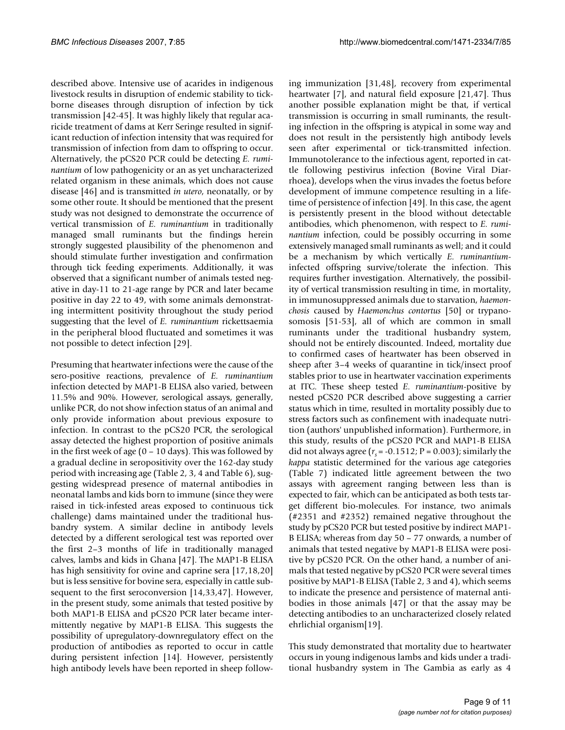described above. Intensive use of acarides in indigenous livestock results in disruption of endemic stability to tick-borne diseases through disruption of infection by tick transmission [42-45]. It was highly likely that regular acaricide treatment of dams at Kerr Seringe resulted in significant reduction of infection intensity that was required for transmission of infection from dam to offspring to occur. Alternatively, the pCS20 PCR could be detecting *E. ruminantium* of low pathogenicity or an as yet uncharacterized related organism in these animals, which does not cause disease [46] and is transmitted *in utero*, neonatally, or by some other route. It should be mentioned that the present study was not designed to demonstrate the occurrence of vertical transmission of *E. ruminantium* in traditionally managed small ruminants but the findings herein strongly suggested plausibility of the phenomenon and should stimulate further investigation and confirmation through tick feeding experiments. Additionally, it was observed that a significant number of animals tested negative in day-11 to 21-age range by PCR and later became positive in day 22 to 49, with some animals demonstrating intermittent positivity throughout the study period suggesting that the level of *E. ruminantium* rickettsaemia in the peripheral blood fluctuated and sometimes it was not possible to detect infection [29].

Presuming that heartwater infections were the cause of the sero-positive reactions, prevalence of *E. ruminantium* infection detected by MAP1-B ELISA also varied, between 11.5% and 90%. However, serological assays, generally, unlike PCR, do not show infection status of an animal and only provide information about previous exposure to infection. In contrast to the pCS20 PCR, the serological assay detected the highest proportion of positive animals in the first week of age (0 – 10 days). This was followed by a gradual decline in seropositivity over the 162-day study period with increasing age (Table 2, 3, 4 and Table 6), suggesting widespread presence of maternal antibodies in neonatal lambs and kids born to immune (since they were raised in tick-infested areas exposed to continuous tick challenge) dams maintained under the traditional husbandry system. A similar decline in antibody levels detected by a different serological test was reported over the first 2–3 months of life in traditionally managed calves, lambs and kids in Ghana [47]. The MAP1-B ELISA has high sensitivity for ovine and caprine sera [17,18,20] but is less sensitive for bovine sera, especially in cattle subsequent to the first seroconversion [14,33,47]. However, in the present study, some animals that tested positive by both MAP1-B ELISA and pCS20 PCR later became intermittently negative by MAP1-B ELISA. This suggests the possibility of upregulatory-downregulatory effect on the production of antibodies as reported to occur in cattle during persistent infection [14]. However, persistently high antibody levels have been reported in sheep following immunization [31,48], recovery from experimental heartwater [7], and natural field exposure [21,47]. Thus another possible explanation might be that, if vertical transmission is occurring in small ruminants, the resulting infection in the offspring is atypical in some way and does not result in the persistently high antibody levels seen after experimental or tick-transmitted infection. Immunotolerance to the infectious agent, reported in cattle following pestivirus infection (Bovine Viral Diarrhoea), develops when the virus invades the foetus before development of immune competence resulting in a lifetime of persistence of infection [49]. In this case, the agent is persistently present in the blood without detectable antibodies, which phenomenon, with respect to *E. ruminantium* infection, could be possibly occurring in some extensively managed small ruminants as well; and it could be a mechanism by which vertically *E. ruminantium*-infected offspring survive/tolerate the infection. This requires further investigation. Alternatively, the possibility of vertical transmission resulting in time, in mortality, in immunosuppressed animals due to starvation, *haemonchosis* caused by *Haemonchus contortus* [50] or trypanosomosis [51-53], all of which are common in small ruminants under the traditional husbandry system, should not be entirely discounted. Indeed, mortality due to confirmed cases of heartwater has been observed in sheep after 3–4 weeks of quarantine in tick/insect proof stables prior to use in heartwater vaccination experiments at ITC. These sheep tested *E. ruminantium*-positive by nested pCS20 PCR described above suggesting a carrier status which in time, resulted in mortality possibly due to stress factors such as confinement with inadequate nutrition (authors' unpublished information). Furthermore, in this study, results of the pCS20 PCR and MAP1-B ELISA did not always agree ($r_s$ = -0.1512; P = 0.003); similarly the *kappa* statistic determined for the various age categories (Table 7) indicated little agreement between the two assays with agreement ranging between less than is expected to fair, which can be anticipated as both tests target different bio-molecules. For instance, two animals (#2351 and #2352) remained negative throughout the study by pCS20 PCR but tested positive by indirect MAP1-B ELISA; whereas from day 50 – 77 onwards, a number of animals that tested negative by MAP1-B ELISA were positive by pCS20 PCR. On the other hand, a number of animals that tested negative by pCS20 PCR were several times positive by MAP1-B ELISA (Table 2, 3 and 4), which seems to indicate the presence and persistence of maternal antibodies in those animals [47] or that the assay may be detecting antibodies to an uncharacterized closely related ehrlichial organism[19].

This study demonstrated that mortality due to heartwater occurs in young indigenous lambs and kids under a traditional husbandry system in The Gambia as early as 4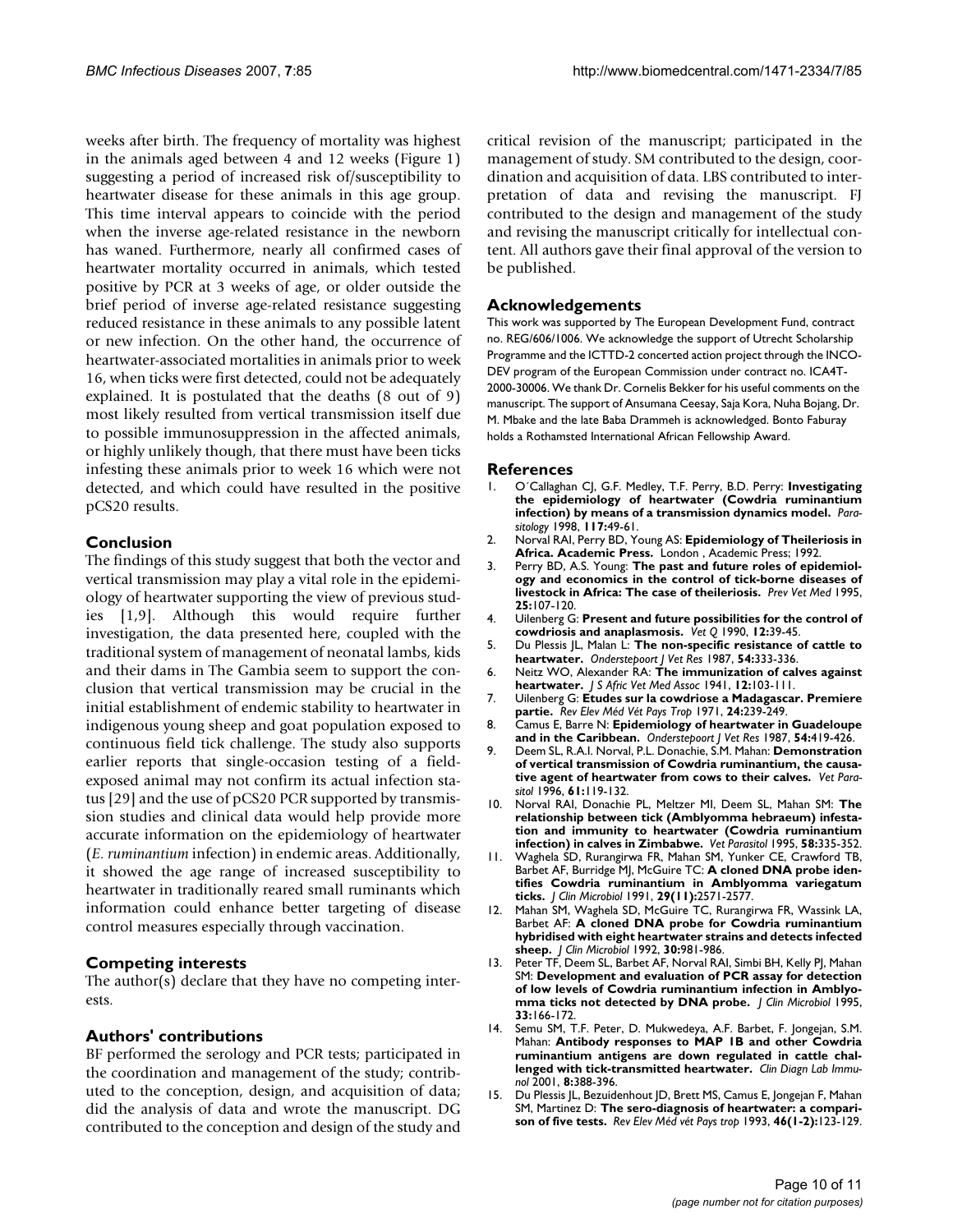weeks after birth. The frequency of mortality was highest in the animals aged between 4 and 12 weeks (Figure 1) suggesting a period of increased risk of/susceptibility to heartwater disease for these animals in this age group. This time interval appears to coincide with the period when the inverse age-related resistance in the newborn has waned. Furthermore, nearly all confirmed cases of heartwater mortality occurred in animals, which tested positive by PCR at 3 weeks of age, or older outside the brief period of inverse age-related resistance suggesting reduced resistance in these animals to any possible latent or new infection. On the other hand, the occurrence of heartwater-associated mortalities in animals prior to week 16, when ticks were first detected, could not be adequately explained. It is postulated that the deaths (8 out of 9) most likely resulted from vertical transmission itself due to possible immunosuppression in the affected animals, or highly unlikely though, that there must have been ticks infesting these animals prior to week 16 which were not detected, and which could have resulted in the positive pCS20 results.

## Conclusion

The findings of this study suggest that both the vector and vertical transmission may play a vital role in the epidemiology of heartwater supporting the view of previous studies [1,9]. Although this would require further investigation, the data presented here, coupled with the traditional system of management of neonatal lambs, kids and their dams in The Gambia seem to support the conclusion that vertical transmission may be crucial in the initial establishment of endemic stability to heartwater in indigenous young sheep and goat population exposed to continuous field tick challenge. The study also supports earlier reports that single-occasion testing of a field-exposed animal may not confirm its actual infection status [29] and the use of pCS20 PCR supported by transmission studies and clinical data would help provide more accurate information on the epidemiology of heartwater (*E. ruminantium* infection) in endemic areas. Additionally, it showed the age range of increased susceptibility to heartwater in traditionally reared small ruminants which information could enhance better targeting of disease control measures especially through vaccination.

## Competing interests

The author(s) declare that they have no competing interests.

## Authors' contributions

BF performed the serology and PCR tests; participated in the coordination and management of the study; contributed to the conception, design, and acquisition of data; did the analysis of data and wrote the manuscript. DG contributed to the conception and design of the study and critical revision of the manuscript; participated in the management of study. SM contributed to the design, coordination and acquisition of data. LBS contributed to interpretation of data and revising the manuscript. FJ contributed to the design and management of the study and revising the manuscript critically for intellectual content. All authors gave their final approval of the version to be published.

## Acknowledgements

This work was supported by The European Development Fund, contract no. REG/606/1006. We acknowledge the support of Utrecht Scholarship Programme and the ICTTD-2 concerted action project through the INCO-DEV program of the European Commission under contract no. ICA4T-2000-30006. We thank Dr. Cornelis Bekker for his useful comments on the manuscript. The support of Ansumana Ceesay, Saja Kora, Nuha Bojang, Dr. M. Mbake and the late Baba Drammeh is acknowledged. Bonto Faburay holds a Rothamsted International African Fellowship Award.

## References

1. O´Callaghan CJ, G.F. Medley, T.F. Perry, B.D. Perry: **Investigating the epidemiology of heartwater (Cowdria ruminantium infection) by means of a transmission dynamics model.** *Parasitology* 1998, **117:**49-61.
2. Norval RAI, Perry BD, Young AS: **Epidemiology of Theileriosis in Africa. Academic Press.** London , Academic Press; 1992.
3. Perry BD, A.S. Young: **The past and future roles of epidemiology and economics in the control of tick-borne diseases of livestock in Africa: The case of theileriosis.** *Prev Vet Med* 1995, **25:**107-120.
4. Uilenberg G: **Present and future possibilities for the control of cowdriosis and anaplasmosis.** *Vet Q* 1990, **12:**39-45.
5. Du Plessis JL, Malan L: **The non-specific resistance of cattle to heartwater.** *Onderstepoort J Vet Res* 1987, **54:**333-336.
6. Neitz WO, Alexander RA: **The immunization of calves against heartwater.** *J S Afric Vet Med Assoc* 1941, **12:**103-111.
7. Uilenberg G: **Etudes sur la cowdriose a Madagascar. Premiere partie.** *Rev Elev Méd Vét Pays Trop* 1971, **24:**239-249.
8. Camus E, Barre N: **Epidemiology of heartwater in Guadeloupe and in the Caribbean.** *Onderstepoort J Vet Res* 1987, **54:**419-426.
9. Deem SL, R.A.I. Norval, P.L. Donachie, S.M. Mahan: **Demonstration of vertical transmission of Cowdria ruminantium, the causative agent of heartwater from cows to their calves.** *Vet Parasitol* 1996, **61:**119-132.
10. Norval RAI, Donachie PL, Meltzer MI, Deem SL, Mahan SM: **The relationship between tick (Amblyomma hebraeum) infestation and immunity to heartwater (Cowdria ruminantium infection) in calves in Zimbabwe.** *Vet Parasitol* 1995, **58:**335-352.
11. Waghela SD, Rurangirwa FR, Mahan SM, Yunker CE, Crawford TB, Barbet AF, Burridge MJ, McGuire TC: **A cloned DNA probe identifies Cowdria ruminantium in Amblyomma variegatum ticks.** *J Clin Microbiol* 1991, **29(11):**2571-2577.
12. Mahan SM, Waghela SD, McGuire TC, Rurangirwa FR, Wassink LA, Barbet AF: **A cloned DNA probe for Cowdria ruminantium hybridised with eight heartwater strains and detects infected sheep.** *J Clin Microbiol* 1992, **30:**981-986.
13. Peter TF, Deem SL, Barbet AF, Norval RAI, Simbi BH, Kelly PJ, Mahan SM: **Development and evaluation of PCR assay for detection of low levels of Cowdria ruminantium infection in Amblyomma ticks not detected by DNA probe.** *J Clin Microbiol* 1995, **33:**166-172.
14. Semu SM, T.F. Peter, D. Mukwedeya, A.F. Barbet, F. Jongejan, S.M. Mahan: **Antibody responses to MAP 1B and other Cowdria ruminantium antigens are down regulated in cattle challenged with tick-transmitted heartwater.** *Clin Diagn Lab Immunol* 2001, **8:**388-396.
15. Du Plessis JL, Bezuidenhout JD, Brett MS, Camus E, Jongejan F, Mahan SM, Martinez D: **The sero-diagnosis of heartwater: a comparison of five tests.** *Rev Elev Méd vét Pays trop* 1993, **46(1-2):**123-129.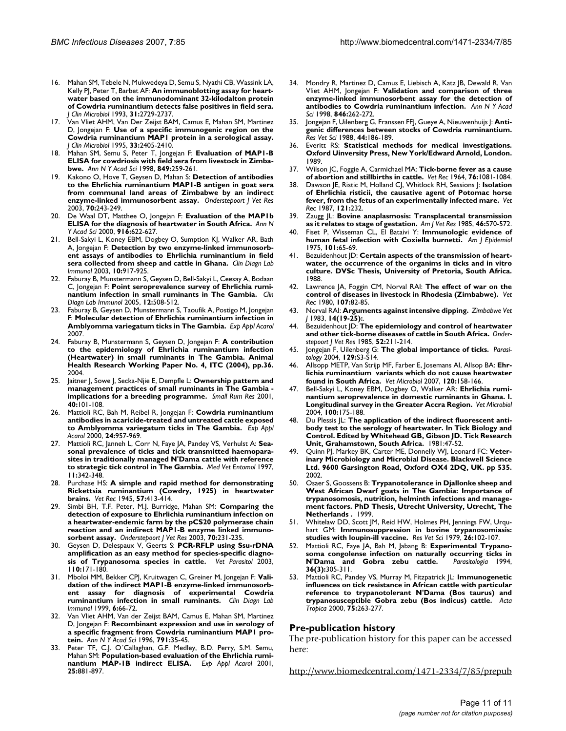16. Mahan SM, Tebele N, Mukwedeya D, Semu S, Nyathi CB, Wassink LA, Kelly PJ, Peter T, Barbet AF: **An immunoblotting assay for heartwater based on the immunodominant 32-kilodalton protein of Cowdria ruminantium detects false positives in field sera.** *J Clin Microbiol* 1993, **31:**2729-2737.
17. Van Vliet AHM, Van Der Zeijst BAM, Camus E, Mahan SM, Martinez D, Jongejan F: **Use of a specific immunogenic region on the Cowdria ruminantium MAP1 protein in a serological assay.** *J Clin Microbiol* 1995, **33:**2405-2410.
18. Mahan SM, Semu S, Peter T, Jongejan F: **Evaluation of MAP1-B ELISA for cowdriosis with field sera from livestock in Zimbabwe.** *Ann N Y Acad Sci* 1998, **849:**259-261.
19. Kakono O, Hove T, Geysen D, Mahan S: **Detection of antibodies to the Ehrlichia ruminantium MAP1-B antigen in goat sera from communal land areas of Zimbabwe by an indirect enzyme-linked immunosorbent assay.** *Onderstepoort J Vet Res* 2003, **70:**243-249.
20. De Waal DT, Matthee O, Jongejan F: **Evaluation of the MAP1b ELISA for the diagnosis of heartwater in South Africa.** *Ann N Y Acad Sci* 2000, **916:**622-627.
21. Bell-Sakyi L, Koney EBM, Dogbey O, Sumption KJ, Walker AR, Bath A, Jongejan F: **Detection by two enzyme-linked immunosorbent assays of antibodies to Ehrlichia ruminantium in field sera collected from sheep and cattle in Ghana.** *Clin Diagn Lab Immunol* 2003, **10:**917-925.
22. Faburay B, Munstermann S, Geysen D, Bell-Sakyi L, Ceesay A, Bodaan C, Jongejan F: **Point seroprevalence survey of Ehrlichia ruminantium infection in small ruminants in The Gambia.** *Clin Diagn Lab Immunol* 2005, **12:**508-512.
23. Faburay B, Geysen D, Munstermann S, Taoufik A, Postigo M, Jongejan F: **Molecular detection of Ehrlichia ruminantium infection in Amblyomma variegatum ticks in The Gambia.** *Exp Appl Acarol* 2007.
24. Faburay B, Munstermann S, Geysen D, Jongejan F: **A contribution to the epidemiology of Ehrlichia ruminantium infection (Heartwater) in small ruminants in The Gambia. Animal Health Research Working Paper No. 4, ITC (2004), pp.36.** 2004.
25. Jaitner J, Sowe J, Secka-Njie E, Dempfle L: **Ownership pattern and management practices of small ruminants in The Gambia - implications for a breeding programme.** *Small Rum Res* 2001, **40:**101-108.
26. Mattioli RC, Bah M, Reibel R, Jongejan F: **Cowdria ruminantium antibodies in acaricide-treated and untreated cattle exposed to Amblyomma variegatum ticks in The Gambia.** *Exp Appl Acarol* 2000, **24:**957-969.
27. Mattioli RC, Janneh L, Corr N, Faye JA, Pandey VS, Verhulst A: **Seasonal prevalence of ticks and tick transmitted haemoparasites in traditionally managed N'Dama cattle with reference to strategic tick control in The Gambia.** *Med Vet Entomol* 1997, **11:**342-348.
28. Purchase HS: **A simple and rapid method for demonstrating Rickettsia ruminantium (Cowdry, 1925) in heartwater brains.** *Vet Rec* 1945, **57:**413-414.
29. Simbi BH, T.F. Peter, M.J. Burridge, Mahan SM: **Comparing the detection of exposure to Ehrlichia ruminantium infection on a heartwater-endemic farm by the pCS20 polymerase chain reaction and an indirect MAP1-B enzyme linked immunosorbent assay.** *Onderstepoort J Vet Res* 2003, **70:**231-235.
30. Geysen D, Delespaux V, Geerts S: **PCR-RFLP using Ssu-rDNA amplification as an easy method for species-specific diagnosis of Trypanosoma species in cattle.** *Vet Parasitol* 2003, **110:**171-180.
31. Mboloi MM, Bekker CPJ, Kruitwagen C, Greiner M, Jongejan F: **Validation of the indirect MAP1-B enzyme-linked immunosorbent assay for diagnosis of experimental Cowdria ruminantium infection in small ruminants.** *Clin Diagn Lab Immunol* 1999, **6:**66-72.
32. Van Vliet AHM, Van der Zeijst BAM, Camus E, Mahan SM, Martinez D, Jongejan F: **Recombinant expression and use in serology of a specific fragment from Cowdria ruminantium MAP1 protein.** *Ann N Y Acad Sci* 1996, **791:**35-45.
33. Peter TF, C.J. O´Callaghan, G.F. Medley, B.D. Perry, S.M. Semu, Mahan SM: **Population-based evaluation of the Ehrlichia ruminantium MAP-1B indirect ELISA.** *Exp Appl Acarol* 2001, **25:**881-897.
34. Mondry R, Martinez D, Camus E, Liebisch A, Katz JB, Dewald R, Van Vliet AHM, Jongejan F: **Validation and comparison of three enzyme-linked immunosorbent assay for the detection of antibodies to Cowdria ruminantium infection.** *Ann N Y Acad Sci* 1998, **846:**262-272.
35. Jongejan F, Uilenberg G, Franssen FFJ, Gueye A, Nieuwenhuijs J: **Antigenic differences between stocks of Cowdria ruminantium.** *Res Vet Sci* 1988, **44:**186-189.
36. Everitt RS: **Statistical methods for medical investigations. Oxford Uinversity Press, New York/Edward Arnold, London.** 1989.
37. Wilson JC, Foggie A, Carmichael MA: **Tick-borne fever as a cause of abortion and stillbirths in cattle.** *Vet Rec* 1964, **76:**1081-1084.
38. Dawson JE, Ristic M, Holland CJ, Whitlock RH, Sessions J: **Isolation of Ehrlichia risticii, the causative agent of Potomac horse fever, from the fetus of an experimentally infected mare.** *Vet Rec* 1987, **121:**232.
39. Zaugg JL: **Bovine anaplasmosis: Transplacental transmission as it relates to stage of gestation.** *Am J Vet Res* 1985, **46:**570-572.
40. Fiset P, Wisseman CL, El Bataivi Y: **Immunologic evidence of human fetal infection with Coxiella burnetti.** *Am J Epidemiol* 1975, **101:**65-69.
41. Bezuidenhout JD: **Certain aspects of the transmission of heartwater, the occurrence of the organims in ticks and in vitro culture. DVSc Thesis, University of Pretoria, South Africa.** 1988.
42. Lawrence JA, Foggin CM, Norval RAI: **The effect of war on the control of diseases in livestock in Rhodesia (Zimbabwe).** *Vet Rec* 1980, **107:**82-85.
43. Norval RAI: **Arguments against intensive dipping.** *Zimbabwe Vet J* 1983, **14(19-25):**.
44. Bezuidenhout JD: **The epidemiology and control of heartwater and other tick-borne diseases of cattle in South Africa.** *Onderstepoort J Vet Res* 1985, **52:**211-214.
45. Jongejan F, Uilenberg G: **The global importance of ticks.** *Parasitology* 2004, **129:**S3-S14.
46. Allsopp METP, Van Strijp MF, Farber E, Josemans AI, Allsop BA: **Ehrlichia ruminantium variants which do not cause heartwater found in South Africa.** *Vet Microbiol* 2007, **120:**158-166.
47. Bell-Sakyi L, Koney EBM, Dogbey O, Walker AR: **Ehrlichia ruminantium seroprevalence in domestic ruminants in Ghana. I. Longitudinal survey in the Greater Accra Region.** *Vet Microbiol* 2004, **100:**175-188.
48. Du Plessis JL: **The application of the indirect fluorescent antibody test to the serology of heartwater. In Tick Biology and Control. Edited by Whitehead GB, Gibson JD. Tick Research Unit, Grahamstown, South Africa.** 1981:47-52.
49. Quinn PJ, Markey BK, Carter ME, Donnelly WJ, Leonard FC: **Veterinary Microbiology and Microbial Disease. Blackwell Science Ltd. 9600 Garsington Road, Oxford OX4 2DQ, UK. pp 535.** 2002.
50. Osaer S, Goossens B: **Trypanotolerance in Djallonke sheep and West African Dwarf goats in The Gambia: Importance of trypanosomosis, nutrition, helminth infections and management factors. PhD Thesis, Utrecht University, Utrecht, The Netherlands .** 1999.
51. Whitelaw DD, Scott JM, Reid HW, Holmes PH, Jennings FW, Urquhart GM: **Immunosuppression in bovine trypanosomiasis: studies with loupin-ill vaccine.** *Res Vet Sci* 1979, **26:**102-107.
52. Mattioli RC, Faye JA, Bah M, Jabang B: **Experimental Trypanosoma congolense infection on naturally occurring ticks in N'Dama and Gobra zebu cattle.** *Parasitologia* 1994, **36(3):**305-311.
53. Mattioli RC, Pandey VS, Murray M, Fitzpatrick JL: **Immunogenetic influences on tick resistance in African cattle with particular reference to trypanotolerant N'Dama (Bos taurus) and trypanosusceptible Gobra zebu (Bos indicus) cattle.** *Acta Tropica* 2000, **75:**263-277.

## Pre-publication history

The pre-publication history for this paper can be accessed here:

http://www.biomedcentral.com/1471-2334/7/85/prepub